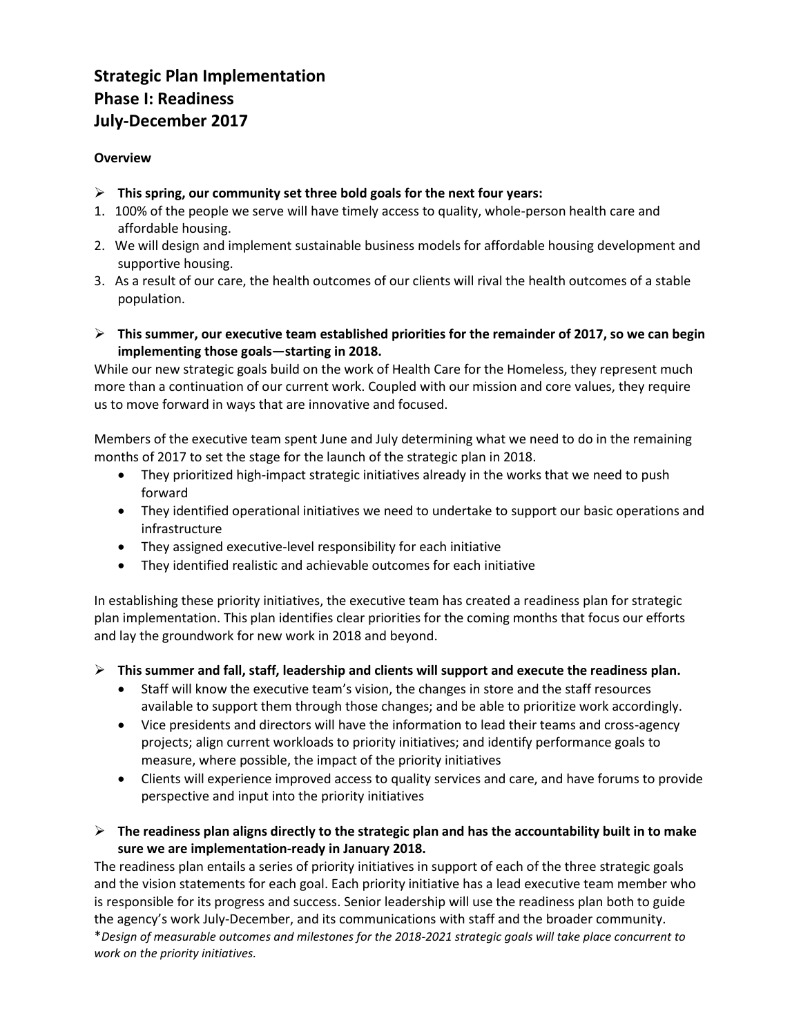# Strategic Plan Implementation
# Phase I: Readiness
# July-December 2017

**Overview**

- **This spring, our community set three bold goals for the next four years:**

1. 100% of the people we serve will have timely access to quality, whole-person health care and affordable housing.
2. We will design and implement sustainable business models for affordable housing development and supportive housing.
3. As a result of our care, the health outcomes of our clients will rival the health outcomes of a stable population.

- **This summer, our executive team established priorities for the remainder of 2017, so we can begin implementing those goals—starting in 2018.**

While our new strategic goals build on the work of Health Care for the Homeless, they represent much more than a continuation of our current work. Coupled with our mission and core values, they require us to move forward in ways that are innovative and focused.

Members of the executive team spent June and July determining what we need to do in the remaining months of 2017 to set the stage for the launch of the strategic plan in 2018.

- They prioritized high-impact strategic initiatives already in the works that we need to push forward
- They identified operational initiatives we need to undertake to support our basic operations and infrastructure
- They assigned executive-level responsibility for each initiative
- They identified realistic and achievable outcomes for each initiative

In establishing these priority initiatives, the executive team has created a readiness plan for strategic plan implementation. This plan identifies clear priorities for the coming months that focus our efforts and lay the groundwork for new work in 2018 and beyond.

- **This summer and fall, staff, leadership and clients will support and execute the readiness plan.**
  - Staff will know the executive team's vision, the changes in store and the staff resources available to support them through those changes; and be able to prioritize work accordingly.
  - Vice presidents and directors will have the information to lead their teams and cross-agency projects; align current workloads to priority initiatives; and identify performance goals to measure, where possible, the impact of the priority initiatives
  - Clients will experience improved access to quality services and care, and have forums to provide perspective and input into the priority initiatives

- **The readiness plan aligns directly to the strategic plan and has the accountability built in to make sure we are implementation-ready in January 2018.**

The readiness plan entails a series of priority initiatives in support of each of the three strategic goals and the vision statements for each goal. Each priority initiative has a lead executive team member who is responsible for its progress and success. Senior leadership will use the readiness plan both to guide the agency's work July-December, and its communications with staff and the broader community.

\**Design of measurable outcomes and milestones for the 2018-2021 strategic goals will take place concurrent to work on the priority initiatives.*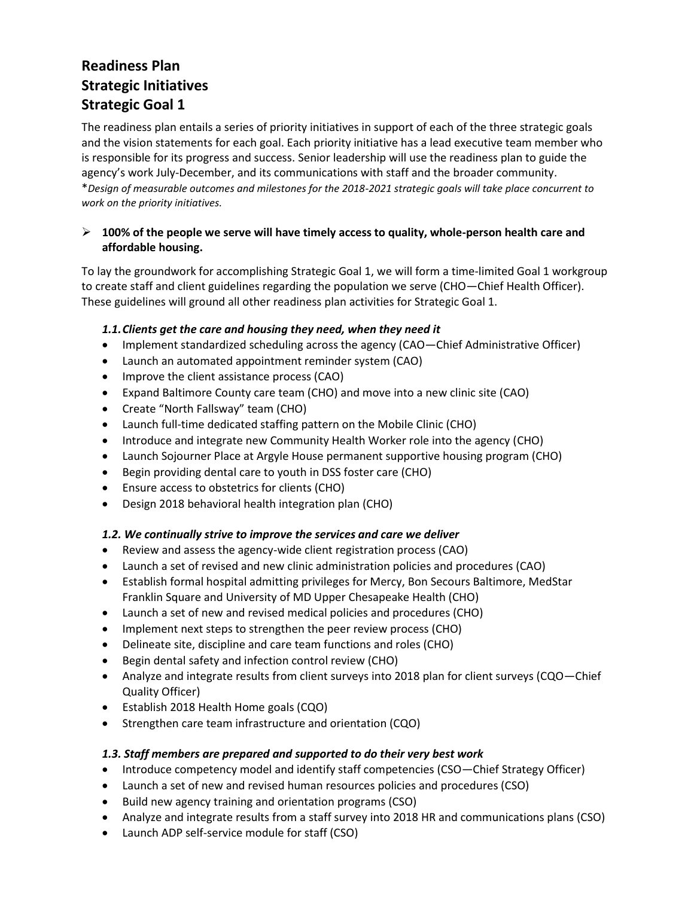# Readiness Plan
# Strategic Initiatives
# Strategic Goal 1

The readiness plan entails a series of priority initiatives in support of each of the three strategic goals and the vision statements for each goal. Each priority initiative has a lead executive team member who is responsible for its progress and success. Senior leadership will use the readiness plan to guide the agency's work July-December, and its communications with staff and the broader community.

*Design of measurable outcomes and milestones for the 2018-2021 strategic goals will take place concurrent to work on the priority initiatives.*

- **100% of the people we serve will have timely access to quality, whole-person health care and affordable housing.**

To lay the groundwork for accomplishing Strategic Goal 1, we will form a time-limited Goal 1 workgroup to create staff and client guidelines regarding the population we serve (CHO—Chief Health Officer). These guidelines will ground all other readiness plan activities for Strategic Goal 1.

### *1.1. Clients get the care and housing they need, when they need it*

- Implement standardized scheduling across the agency (CAO—Chief Administrative Officer)
- Launch an automated appointment reminder system (CAO)
- Improve the client assistance process (CAO)
- Expand Baltimore County care team (CHO) and move into a new clinic site (CAO)
- Create "North Fallsway" team (CHO)
- Launch full-time dedicated staffing pattern on the Mobile Clinic (CHO)
- Introduce and integrate new Community Health Worker role into the agency (CHO)
- Launch Sojourner Place at Argyle House permanent supportive housing program (CHO)
- Begin providing dental care to youth in DSS foster care (CHO)
- Ensure access to obstetrics for clients (CHO)
- Design 2018 behavioral health integration plan (CHO)

### *1.2. We continually strive to improve the services and care we deliver*

- Review and assess the agency-wide client registration process (CAO)
- Launch a set of revised and new clinic administration policies and procedures (CAO)
- Establish formal hospital admitting privileges for Mercy, Bon Secours Baltimore, MedStar Franklin Square and University of MD Upper Chesapeake Health (CHO)
- Launch a set of new and revised medical policies and procedures (CHO)
- Implement next steps to strengthen the peer review process (CHO)
- Delineate site, discipline and care team functions and roles (CHO)
- Begin dental safety and infection control review (CHO)
- Analyze and integrate results from client surveys into 2018 plan for client surveys (CQO—Chief Quality Officer)
- Establish 2018 Health Home goals (CQO)
- Strengthen care team infrastructure and orientation (CQO)

### *1.3. Staff members are prepared and supported to do their very best work*

- Introduce competency model and identify staff competencies (CSO—Chief Strategy Officer)
- Launch a set of new and revised human resources policies and procedures (CSO)
- Build new agency training and orientation programs (CSO)
- Analyze and integrate results from a staff survey into 2018 HR and communications plans (CSO)
- Launch ADP self-service module for staff (CSO)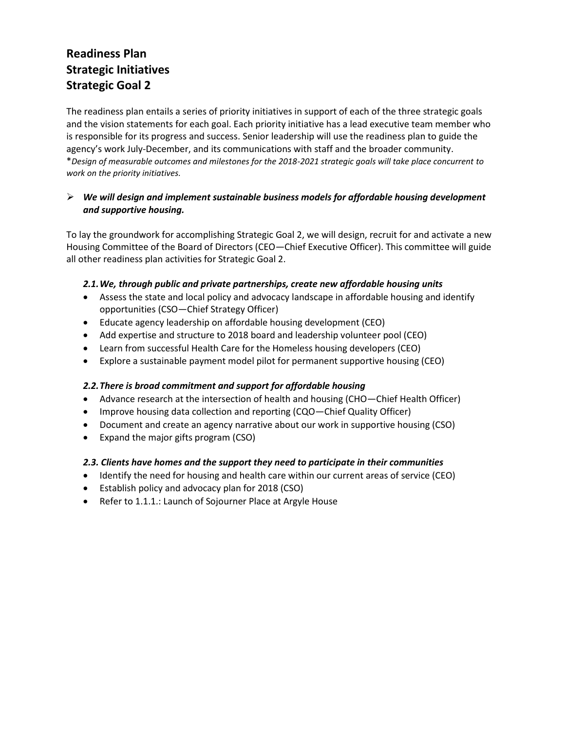# Readiness Plan
# Strategic Initiatives
# Strategic Goal 2

The readiness plan entails a series of priority initiatives in support of each of the three strategic goals and the vision statements for each goal. Each priority initiative has a lead executive team member who is responsible for its progress and success. Senior leadership will use the readiness plan to guide the agency's work July-December, and its communications with staff and the broader community.
\**Design of measurable outcomes and milestones for the 2018-2021 strategic goals will take place concurrent to work on the priority initiatives.*

- ***We will design and implement sustainable business models for affordable housing development and supportive housing.***

To lay the groundwork for accomplishing Strategic Goal 2, we will design, recruit for and activate a new Housing Committee of the Board of Directors (CEO—Chief Executive Officer). This committee will guide all other readiness plan activities for Strategic Goal 2.

### *2.1. We, through public and private partnerships, create new affordable housing units*

- Assess the state and local policy and advocacy landscape in affordable housing and identify opportunities (CSO—Chief Strategy Officer)
- Educate agency leadership on affordable housing development (CEO)
- Add expertise and structure to 2018 board and leadership volunteer pool (CEO)
- Learn from successful Health Care for the Homeless housing developers (CEO)
- Explore a sustainable payment model pilot for permanent supportive housing (CEO)

### *2.2. There is broad commitment and support for affordable housing*

- Advance research at the intersection of health and housing (CHO—Chief Health Officer)
- Improve housing data collection and reporting (CQO—Chief Quality Officer)
- Document and create an agency narrative about our work in supportive housing (CSO)
- Expand the major gifts program (CSO)

### *2.3. Clients have homes and the support they need to participate in their communities*

- Identify the need for housing and health care within our current areas of service (CEO)
- Establish policy and advocacy plan for 2018 (CSO)
- Refer to 1.1.1.: Launch of Sojourner Place at Argyle House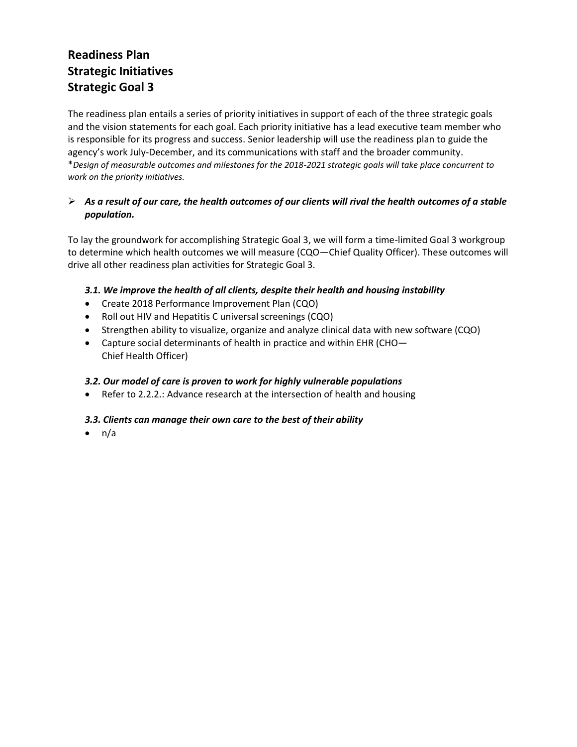# Readiness Plan
# Strategic Initiatives
# Strategic Goal 3

The readiness plan entails a series of priority initiatives in support of each of the three strategic goals and the vision statements for each goal. Each priority initiative has a lead executive team member who is responsible for its progress and success. Senior leadership will use the readiness plan to guide the agency's work July-December, and its communications with staff and the broader community.
**Design of measurable outcomes and milestones for the 2018-2021 strategic goals will take place concurrent to work on the priority initiatives.*

- ***As a result of our care, the health outcomes of our clients will rival the health outcomes of a stable population.***

To lay the groundwork for accomplishing Strategic Goal 3, we will form a time-limited Goal 3 workgroup to determine which health outcomes we will measure (CQO—Chief Quality Officer). These outcomes will drive all other readiness plan activities for Strategic Goal 3.

### *3.1. We improve the health of all clients, despite their health and housing instability*

- Create 2018 Performance Improvement Plan (CQO)
- Roll out HIV and Hepatitis C universal screenings (CQO)
- Strengthen ability to visualize, organize and analyze clinical data with new software (CQO)
- Capture social determinants of health in practice and within EHR (CHO—Chief Health Officer)

### *3.2. Our model of care is proven to work for highly vulnerable populations*

- Refer to 2.2.2.: Advance research at the intersection of health and housing

### *3.3. Clients can manage their own care to the best of their ability*

- n/a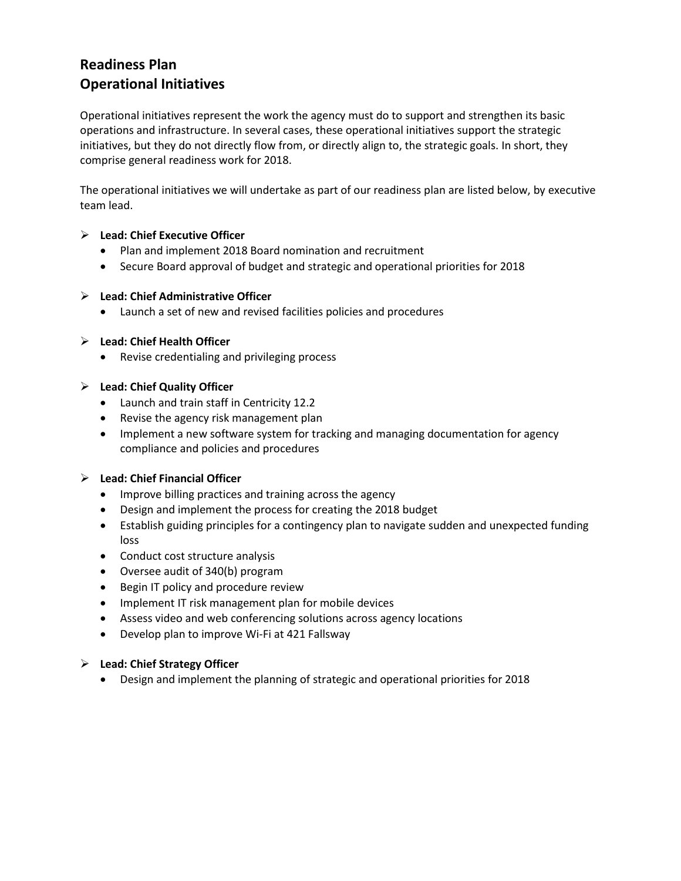# Readiness Plan
# Operational Initiatives

Operational initiatives represent the work the agency must do to support and strengthen its basic operations and infrastructure. In several cases, these operational initiatives support the strategic initiatives, but they do not directly flow from, or directly align to, the strategic goals. In short, they comprise general readiness work for 2018.

The operational initiatives we will undertake as part of our readiness plan are listed below, by executive team lead.

- **Lead: Chief Executive Officer**
  - Plan and implement 2018 Board nomination and recruitment
  - Secure Board approval of budget and strategic and operational priorities for 2018

- **Lead: Chief Administrative Officer**
  - Launch a set of new and revised facilities policies and procedures

- **Lead: Chief Health Officer**
  - Revise credentialing and privileging process

- **Lead: Chief Quality Officer**
  - Launch and train staff in Centricity 12.2
  - Revise the agency risk management plan
  - Implement a new software system for tracking and managing documentation for agency compliance and policies and procedures

- **Lead: Chief Financial Officer**
  - Improve billing practices and training across the agency
  - Design and implement the process for creating the 2018 budget
  - Establish guiding principles for a contingency plan to navigate sudden and unexpected funding loss
  - Conduct cost structure analysis
  - Oversee audit of 340(b) program
  - Begin IT policy and procedure review
  - Implement IT risk management plan for mobile devices
  - Assess video and web conferencing solutions across agency locations
  - Develop plan to improve Wi-Fi at 421 Fallsway

- **Lead: Chief Strategy Officer**
  - Design and implement the planning of strategic and operational priorities for 2018